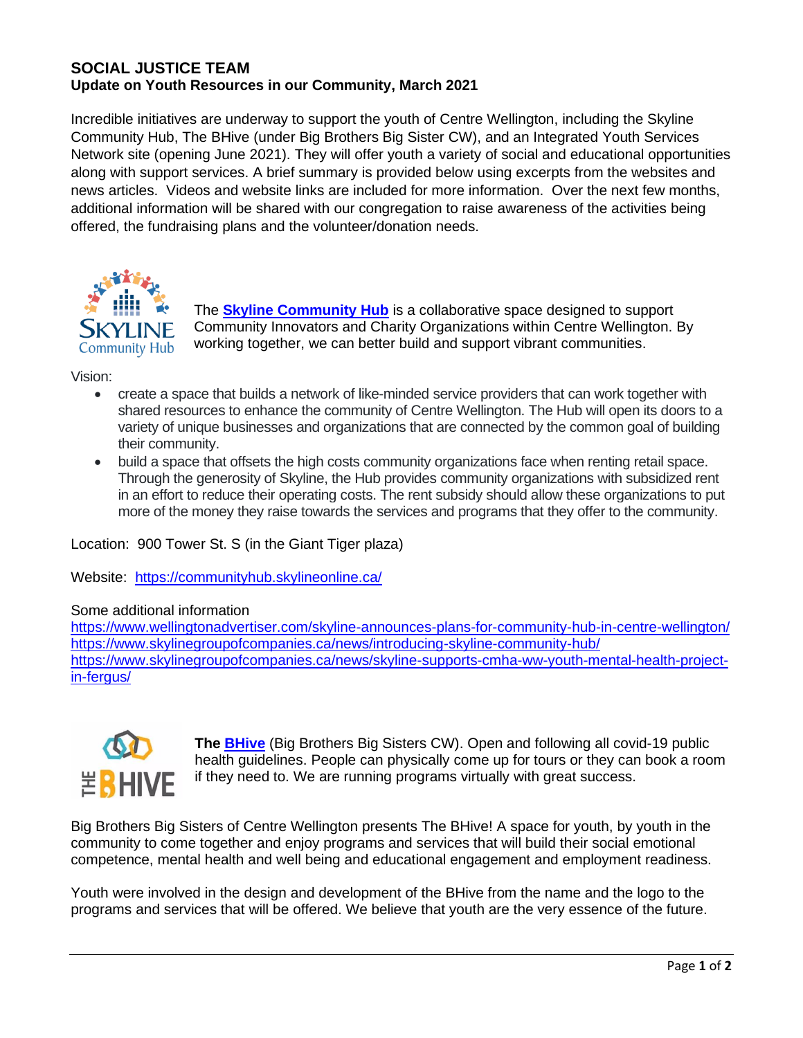# SOCIAL JUSTICE TEAM

## Update on Youth Resources in our Community, March 2021

Incredible initiatives are underway to support the youth of Centre Wellington, including the Skyline Community Hub, The BHive (under Big Brothers Big Sister CW), and an Integrated Youth Services Network site (opening June 2021). They will offer youth a variety of social and educational opportunities along with support services. A brief summary is provided below using excerpts from the websites and news articles. Videos and website links are included for more information. Over the next few months, additional information will be shared with our congregation to raise awareness of the activities being offered, the fundraising plans and the volunteer/donation needs.

The **[Skyline Community Hub](https://communityhub.skylineonline.ca/)** is a collaborative space designed to support Community Innovators and Charity Organizations within Centre Wellington. By working together, we can better build and support vibrant communities.

Vision:

- create a space that builds a network of like-minded service providers that can work together with shared resources to enhance the community of Centre Wellington. The Hub will open its doors to a variety of unique businesses and organizations that are connected by the common goal of building their community.
- build a space that offsets the high costs community organizations face when renting retail space. Through the generosity of Skyline, the Hub provides community organizations with subsidized rent in an effort to reduce their operating costs. The rent subsidy should allow these organizations to put more of the money they raise towards the services and programs that they offer to the community.

Location: 900 Tower St. S (in the Giant Tiger plaza)

Website: https://communityhub.skylineonline.ca/

Some additional information
https://www.wellingtonadvertiser.com/skyline-announces-plans-for-community-hub-in-centre-wellington/
https://www.skylinegroupofcompanies.ca/news/introducing-skyline-community-hub/
https://www.skylinegroupofcompanies.ca/news/skyline-supports-cmha-ww-youth-mental-health-project-in-fergus/

**The [BHive](#)** (Big Brothers Big Sisters CW). Open and following all covid-19 public health guidelines. People can physically come up for tours or they can book a room if they need to. We are running programs virtually with great success.

Big Brothers Big Sisters of Centre Wellington presents The BHive! A space for youth, by youth in the community to come together and enjoy programs and services that will build their social emotional competence, mental health and well being and educational engagement and employment readiness.

Youth were involved in the design and development of the BHive from the name and the logo to the programs and services that will be offered. We believe that youth are the very essence of the future.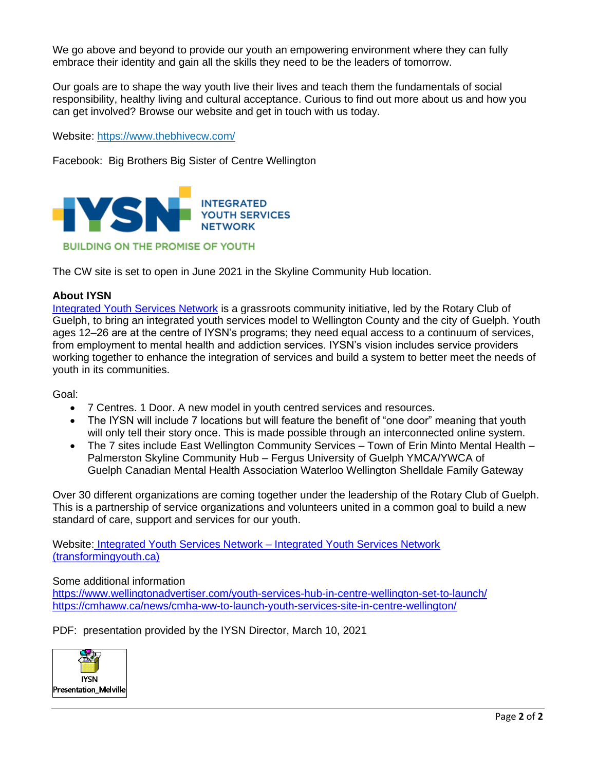We go above and beyond to provide our youth an empowering environment where they can fully embrace their identity and gain all the skills they need to be the leaders of tomorrow.

Our goals are to shape the way youth live their lives and teach them the fundamentals of social responsibility, healthy living and cultural acceptance. Curious to find out more about us and how you can get involved? Browse our website and get in touch with us today.

Website: [https://www.thebhivecw.com/](https://www.thebhivecw.com/)

Facebook: Big Brothers Big Sister of Centre Wellington

IYSN INTEGRATED YOUTH SERVICES NETWORK

BUILDING ON THE PROMISE OF YOUTH

The CW site is set to open in June 2021 in the Skyline Community Hub location.

**About IYSN**

Integrated Youth Services Network is a grassroots community initiative, led by the Rotary Club of Guelph, to bring an integrated youth services model to Wellington County and the city of Guelph. Youth ages 12–26 are at the centre of IYSN's programs; they need equal access to a continuum of services, from employment to mental health and addiction services. IYSN's vision includes service providers working together to enhance the integration of services and build a system to better meet the needs of youth in its communities.

Goal:

- 7 Centres. 1 Door. A new model in youth centred services and resources.
- The IYSN will include 7 locations but will feature the benefit of "one door" meaning that youth will only tell their story once. This is made possible through an interconnected online system.
- The 7 sites include East Wellington Community Services – Town of Erin Minto Mental Health – Palmerston Skyline Community Hub – Fergus University of Guelph YMCA/YWCA of Guelph Canadian Mental Health Association Waterloo Wellington Shelldale Family Gateway

Over 30 different organizations are coming together under the leadership of the Rotary Club of Guelph. This is a partnership of service organizations and volunteers united in a common goal to build a new standard of care, support and services for our youth.

Website: Integrated Youth Services Network – Integrated Youth Services Network (transformingyouth.ca)

Some additional information
[https://www.wellingtonadvertiser.com/youth-services-hub-in-centre-wellington-set-to-launch/](https://www.wellingtonadvertiser.com/youth-services-hub-in-centre-wellington-set-to-launch/)
[https://cmhaww.ca/news/cmha-ww-to-launch-youth-services-site-in-centre-wellington/](https://cmhaww.ca/news/cmha-ww-to-launch-youth-services-site-in-centre-wellington/)

PDF: presentation provided by the IYSN Director, March 10, 2021

IYSN Presentation_Melville